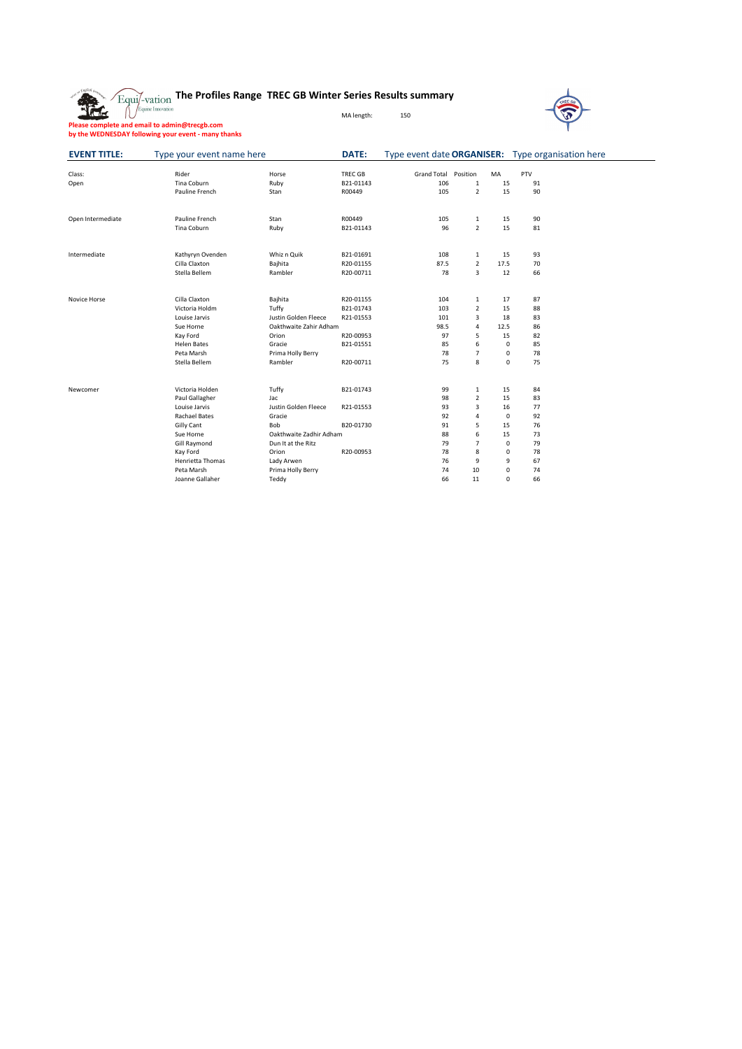# The Profiles Range TREC GB Winter Series Results summary

MA length: 150

**Please complete and email to admin@trecgb.com**
**by the WEDNESDAY following your event - many thanks**

**EVENT TITLE:** Type your event name here **DATE:** Type event date **ORGANISER:** Type organisation here

| Class: | Rider | Horse | TREC GB | Grand Total | Position | MA | PTV |
|---|---|---|---|---|---|---|---|
| Open | Tina Coburn | Ruby | B21-01143 | 106 | 1 | 15 | 91 |
| | Pauline French | Stan | R00449 | 105 | 2 | 15 | 90 |
| Open Intermediate | Pauline French | Stan | R00449 | 105 | 1 | 15 | 90 |
| | Tina Coburn | Ruby | B21-01143 | 96 | 2 | 15 | 81 |
| Intermediate | Kathyryn Ovenden | Whiz n Quik | B21-01691 | 108 | 1 | 15 | 93 |
| | Cilla Claxton | Bajhita | R20-01155 | 87.5 | 2 | 17.5 | 70 |
| | Stella Bellem | Rambler | R20-00711 | 78 | 3 | 12 | 66 |
| Novice Horse | Cilla Claxton | Bajhita | R20-01155 | 104 | 1 | 17 | 87 |
| | Victoria Holdm | Tuffy | B21-01743 | 103 | 2 | 15 | 88 |
| | Louise Jarvis | Justin Golden Fleece | R21-01553 | 101 | 3 | 18 | 83 |
| | Sue Horne | Oakthwaite Zahir Adham | | 98.5 | 4 | 12.5 | 86 |
| | Kay Ford | Orion | R20-00953 | 97 | 5 | 15 | 82 |
| | Helen Bates | Gracie | B21-01551 | 85 | 6 | 0 | 85 |
| | Peta Marsh | Prima Holly Berry | | 78 | 7 | 0 | 78 |
| | Stella Bellem | Rambler | R20-00711 | 75 | 8 | 0 | 75 |
| Newcomer | Victoria Holden | Tuffy | B21-01743 | 99 | 1 | 15 | 84 |
| | Paul Gallagher | Jac | | 98 | 2 | 15 | 83 |
| | Louise Jarvis | Justin Golden Fleece | R21-01553 | 93 | 3 | 16 | 77 |
| | Rachael Bates | Gracie | | 92 | 4 | 0 | 92 |
| | Gilly Cant | Bob | B20-01730 | 91 | 5 | 15 | 76 |
| | Sue Horne | Oakthwaite Zadhir Adham | | 88 | 6 | 15 | 73 |
| | Gill Raymond | Dun It at the Ritz | | 79 | 7 | 0 | 79 |
| | Kay Ford | Orion | R20-00953 | 78 | 8 | 0 | 78 |
| | Henrietta Thomas | Lady Arwen | | 76 | 9 | 9 | 67 |
| | Peta Marsh | Prima Holly Berry | | 74 | 10 | 0 | 74 |
| | Joanne Gallaher | Teddy | | 66 | 11 | 0 | 66 |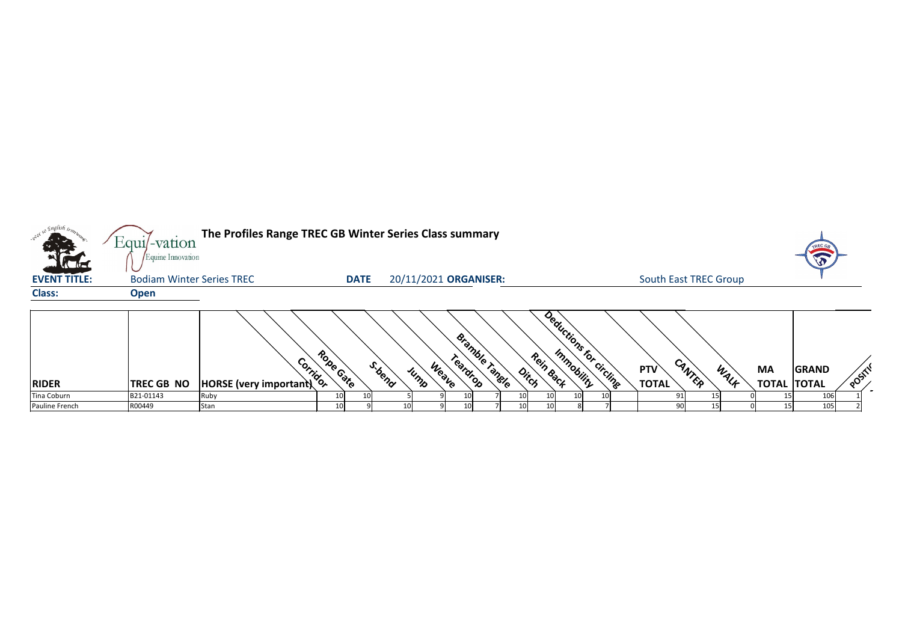# The Profiles Range TREC GB Winter Series Class summary

**EVENT TITLE:** Bodiam Winter Series TREC **DATE** 20/11/2021 **ORGANISER:** South East TREC Group

**Class:** **Open**

| RIDER | TREC GB NO | HORSE (very important) | Corridor | Rope Gate | S-bend | Jump | Weave | Teardrop | Bramble Tangle | Ditch | Rein Back | Immobility | Deductions for circling | PTV TOTAL | CANTER | WALK | MA TOTAL | GRAND TOTAL | POSITION |
|---|---|---|---|---|---|---|---|---|---|---|---|---|---|---|---|---|---|---|---|
| Tina Coburn | B21-01143 | Ruby | 10 | 10 | 5 | 9 | 10 | 7 | 10 | 10 | 10 | 10 | | 91 | 15 | 0 | 15 | 106 | 1 |
| Pauline French | R00449 | Stan | 10 | 9 | 10 | 9 | 10 | 7 | 10 | 10 | 8 | 7 | | 90 | 15 | 0 | 15 | 105 | 2 |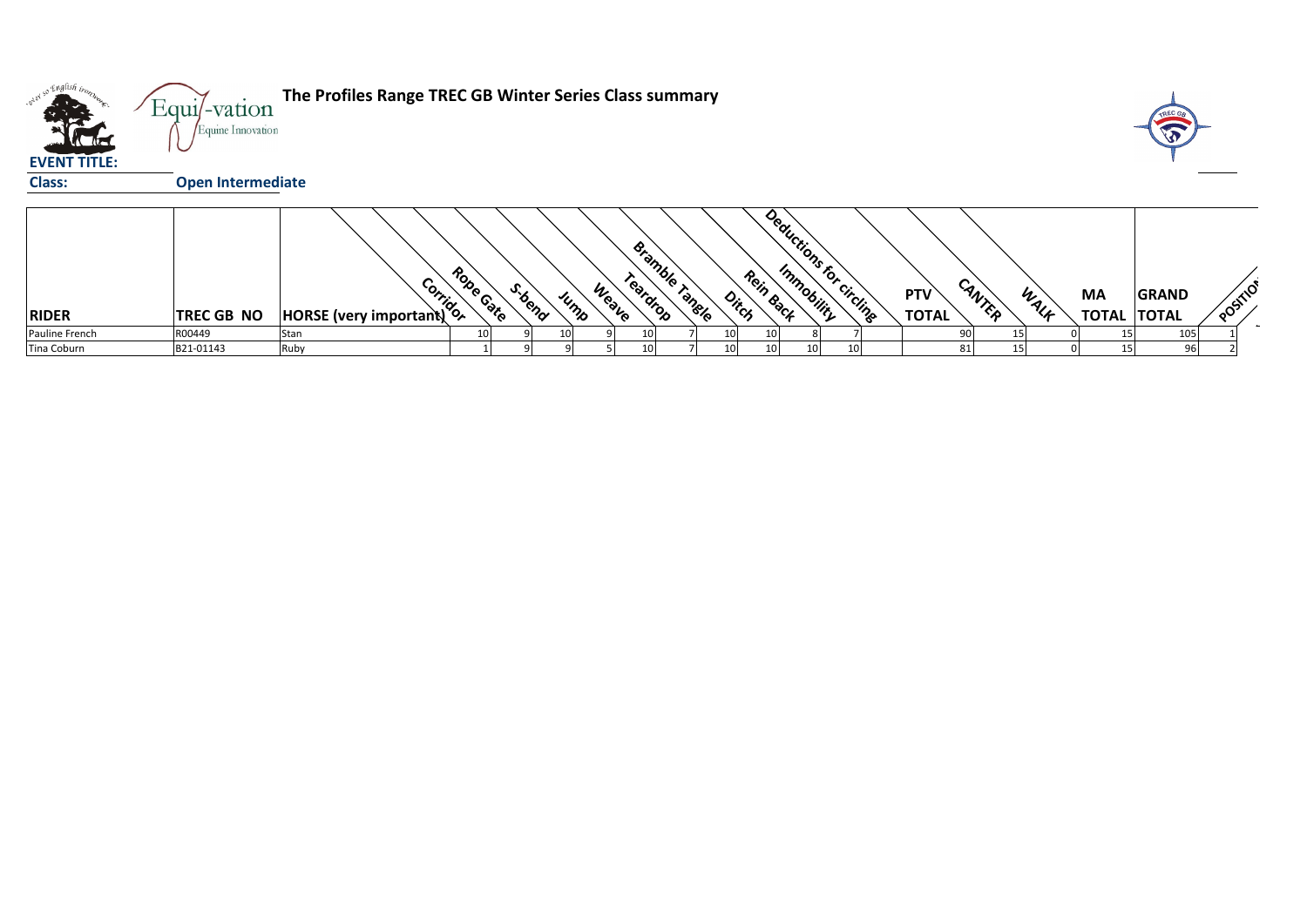**The Profiles Range TREC GB Winter Series Class summary**

**EVENT TITLE:**

**Class:** **Open Intermediate**

| RIDER | TREC GB NO | HORSE (very important) | Corridor | Rope Gate | S-bend | Jump | Weave | Teardrop | Bramble Tangle | Ditch | Rein Back | Immobility | Deductions for circling | PTV TOTAL | CANTER | WALK | MA TOTAL | GRAND TOTAL | POSITION |
|---|---|---|---|---|---|---|---|---|---|---|---|---|---|---|---|---|---|---|---|
| Pauline French | R00449 | Stan | 10 | 9 | 10 | 9 | 10 | 7 | 10 | 10 | 8 | 7 | | 90 | 15 | 0 | 15 | 105 | 1 |
| Tina Coburn | B21-01143 | Ruby | 1 | 9 | 9 | 5 | 10 | 7 | 10 | 10 | 10 | 10 | | 81 | 15 | 0 | 15 | 96 | 2 |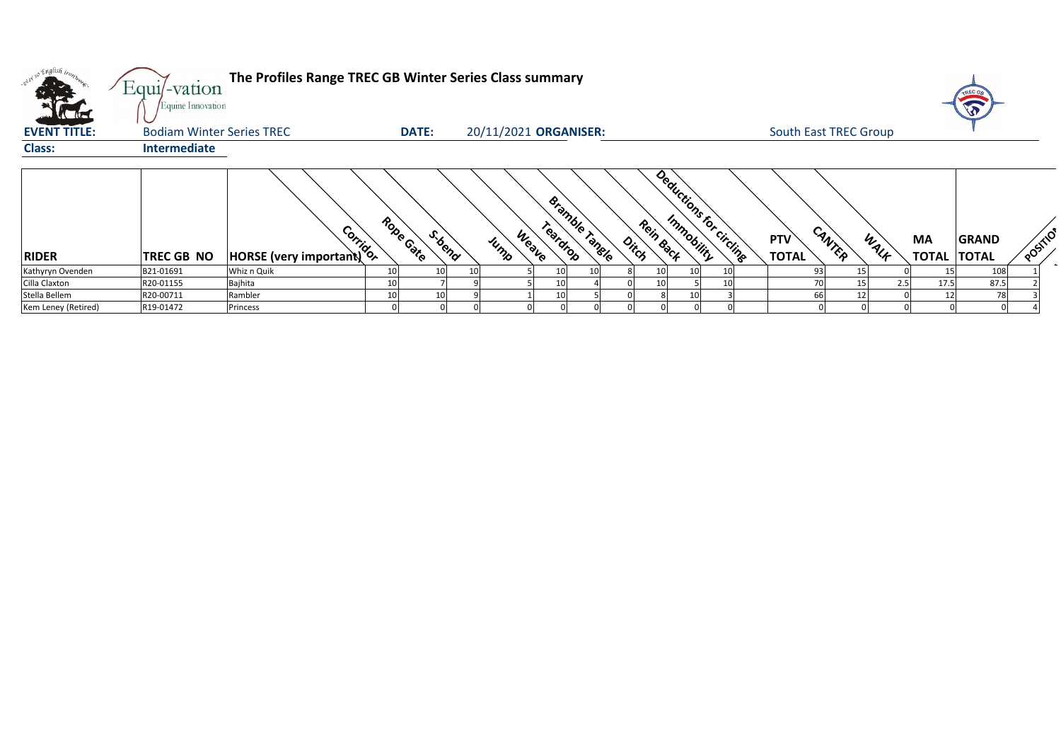# The Profiles Range TREC GB Winter Series Class summary

**EVENT TITLE:** Bodiam Winter Series TREC **DATE:** 20/11/2021 **ORGANISER:** South East TREC Group

**Class:** Intermediate

| RIDER | TREC GB NO | HORSE (very important) | Corridor | Rope Gate | S-bend | Jump | Weave | Teardrop | Bramble Tangle | Ditch | Rein Back | Immobility | Deductions for circling | PTV TOTAL | CANTER | WALK | MA TOTAL | GRAND TOTAL | POSITION |
|---|---|---|---|---|---|---|---|---|---|---|---|---|---|---|---|---|---|---|---|
| Kathyryn Ovenden | B21-01691 | Whiz n Quik | 10 | 10 | 10 | 5 | 10 | 10 | 8 | 10 | 10 | 10 | | 93 | 15 | 0 | 15 | 108 | 1 |
| Cilla Claxton | R20-01155 | Bajhita | 10 | 7 | 9 | 5 | 10 | 4 | 0 | 10 | 5 | 10 | | 70 | 15 | 2.5 | 17.5 | 87.5 | 2 |
| Stella Bellem | R20-00711 | Rambler | 10 | 10 | 9 | 1 | 10 | 5 | 0 | 8 | 10 | 3 | | 66 | 12 | 0 | 12 | 78 | 3 |
| Kem Leney (Retired) | R19-01472 | Princess | 0 | 0 | 0 | 0 | 0 | 0 | 0 | 0 | 0 | 0 | | 0 | 0 | 0 | 0 | 0 | 4 |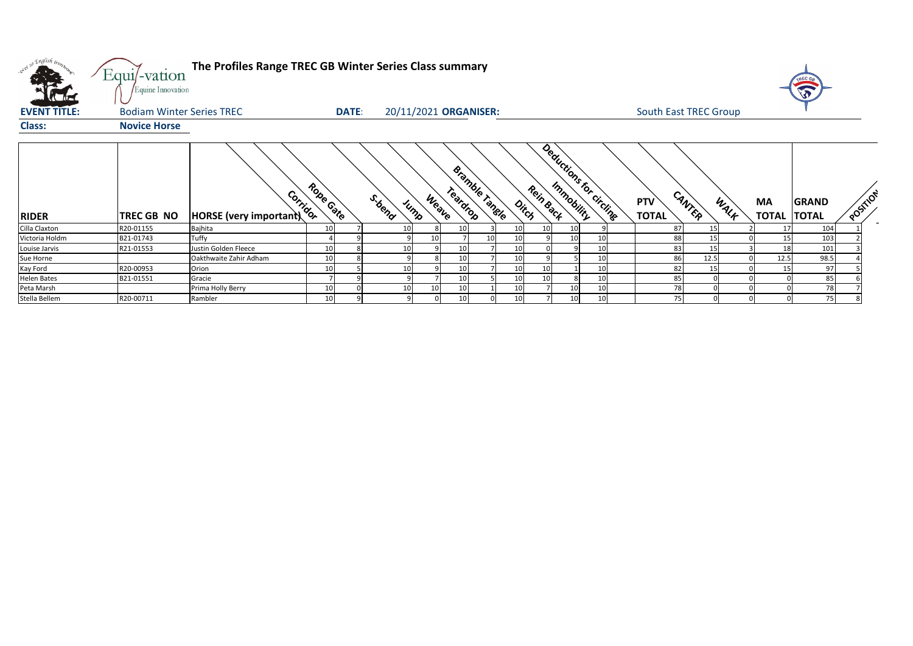**The Profiles Range TREC GB Winter Series Class summary**

**EVENT TITLE:** Bodiam Winter Series TREC  **DATE:** 20/11/2021 **ORGANISER:** South East TREC Group

**Class:** Novice Horse

| RIDER | TREC GB NO | HORSE (very important) | Corridor | Rope Gate | S-bend | Jump | Weave | Teardrop | Bramble Tangle | Ditch | Rein Back | Immobility | Deductions for circling | PTV TOTAL | CANTER | WALK | MA TOTAL | GRAND TOTAL | POSITION |
|---|---|---|---|---|---|---|---|---|---|---|---|---|---|---|---|---|---|---|---|
| Cilla Claxton | R20-01155 | Bajhita | 10 | 7 | 10 | 8 | 10 | 3 | 10 | 10 | 10 | 9 | | 87 | 15 | 2 | 17 | 104 | 1 |
| Victoria Holdm | B21-01743 | Tuffy | 4 | 9 | 9 | 10 | 7 | 10 | 10 | 9 | 10 | 10 | | 88 | 15 | 0 | 15 | 103 | 2 |
| Louise Jarvis | R21-01553 | Justin Golden Fleece | 10 | 8 | 10 | 9 | 10 | 7 | 10 | 0 | 9 | 10 | | 83 | 15 | 3 | 18 | 101 | 3 |
| Sue Horne | | Oakthwaite Zahir Adham | 10 | 8 | 9 | 8 | 10 | 7 | 10 | 9 | 5 | 10 | | 86 | 12.5 | 0 | 12.5 | 98.5 | 4 |
| Kay Ford | R20-00953 | Orion | 10 | 5 | 10 | 9 | 10 | 7 | 10 | 10 | 1 | 10 | | 82 | 15 | 0 | 15 | 97 | 5 |
| Helen Bates | B21-01551 | Gracie | 7 | 9 | 9 | 7 | 10 | 5 | 10 | 10 | 8 | 10 | | 85 | 0 | 0 | 0 | 85 | 6 |
| Peta Marsh | | Prima Holly Berry | 10 | 0 | 10 | 10 | 10 | 1 | 10 | 7 | 10 | 10 | | 78 | 0 | 0 | 0 | 78 | 7 |
| Stella Bellem | R20-00711 | Rambler | 10 | 9 | 9 | 0 | 10 | 0 | 10 | 7 | 10 | 10 | | 75 | 0 | 0 | 0 | 75 | 8 |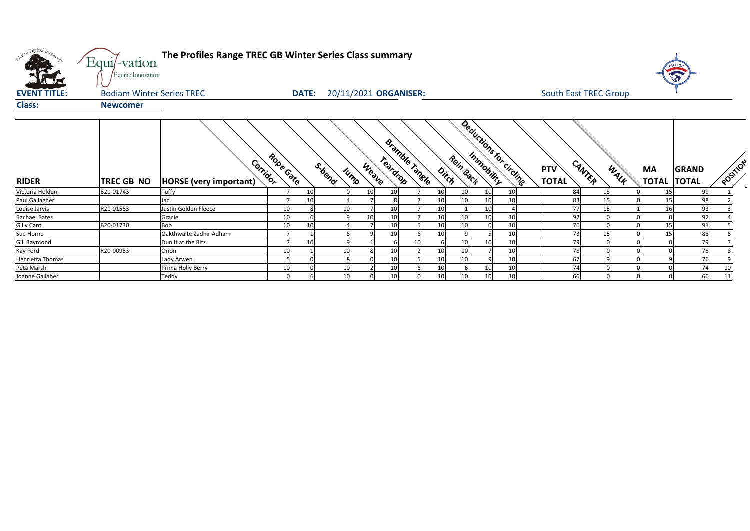# The Profiles Range TREC GB Winter Series Class summary

**EVENT TITLE:** Bodiam Winter Series TREC **DATE:** 20/11/2021 **ORGANISER:** South East TREC Group

**Class:** Newcomer

| RIDER | TREC GB NO | HORSE (very important) | Corridor | Rope Gate | S-bend | Jump | Weave | Teardrop | Bramble Tangle | Ditch | Rein Back | Immobility | Deductions for circling | PTV TOTAL | CANTER | WALK | MA TOTAL | GRAND TOTAL | POSITION |
|---|---|---|---|---|---|---|---|---|---|---|---|---|---|---|---|---|---|---|---|
| Victoria Holden | B21-01743 | Tuffy | 7 | 10 | 0 | 10 | 10 | 7 | 10 | 10 | 10 | 10 | | 84 | 15 | 0 | 15 | 99 | 1 |
| Paul Gallagher | | Jac | 7 | 10 | 4 | 7 | 8 | 7 | 10 | 10 | 10 | 10 | | 83 | 15 | 0 | 15 | 98 | 2 |
| Louise Jarvis | R21-01553 | Justin Golden Fleece | 10 | 8 | 10 | 7 | 10 | 7 | 10 | 1 | 10 | 4 | | 77 | 15 | 1 | 16 | 93 | 3 |
| Rachael Bates | | Gracie | 10 | 6 | 9 | 10 | 10 | 7 | 10 | 10 | 10 | 10 | | 92 | 0 | 0 | 0 | 92 | 4 |
| Gilly Cant | B20-01730 | Bob | 10 | 10 | 4 | 7 | 10 | 5 | 10 | 10 | 0 | 10 | | 76 | 0 | 0 | 15 | 91 | 5 |
| Sue Horne | | Oakthwaite Zadhir Adham | 7 | 1 | 6 | 9 | 10 | 6 | 10 | 9 | 5 | 10 | | 73 | 15 | 0 | 15 | 88 | 6 |
| Gill Raymond | | Dun It at the Ritz | 7 | 10 | 9 | 1 | 6 | 10 | 6 | 10 | 10 | 10 | | 79 | 0 | 0 | 0 | 79 | 7 |
| Kay Ford | R20-00953 | Orion | 10 | 1 | 10 | 8 | 10 | 2 | 10 | 10 | 7 | 10 | | 78 | 0 | 0 | 0 | 78 | 8 |
| Henrietta Thomas | | Lady Arwen | 5 | 0 | 8 | 0 | 10 | 5 | 10 | 10 | 9 | 10 | | 67 | 9 | 0 | 9 | 76 | 9 |
| Peta Marsh | | Prima Holly Berry | 10 | 0 | 10 | 2 | 10 | 6 | 10 | 6 | 10 | 10 | | 74 | 0 | 0 | 0 | 74 | 10 |
| Joanne Gallaher | | Teddy | 0 | 6 | 10 | 0 | 10 | 0 | 10 | 10 | 10 | 10 | | 66 | 0 | 0 | 0 | 66 | 11 |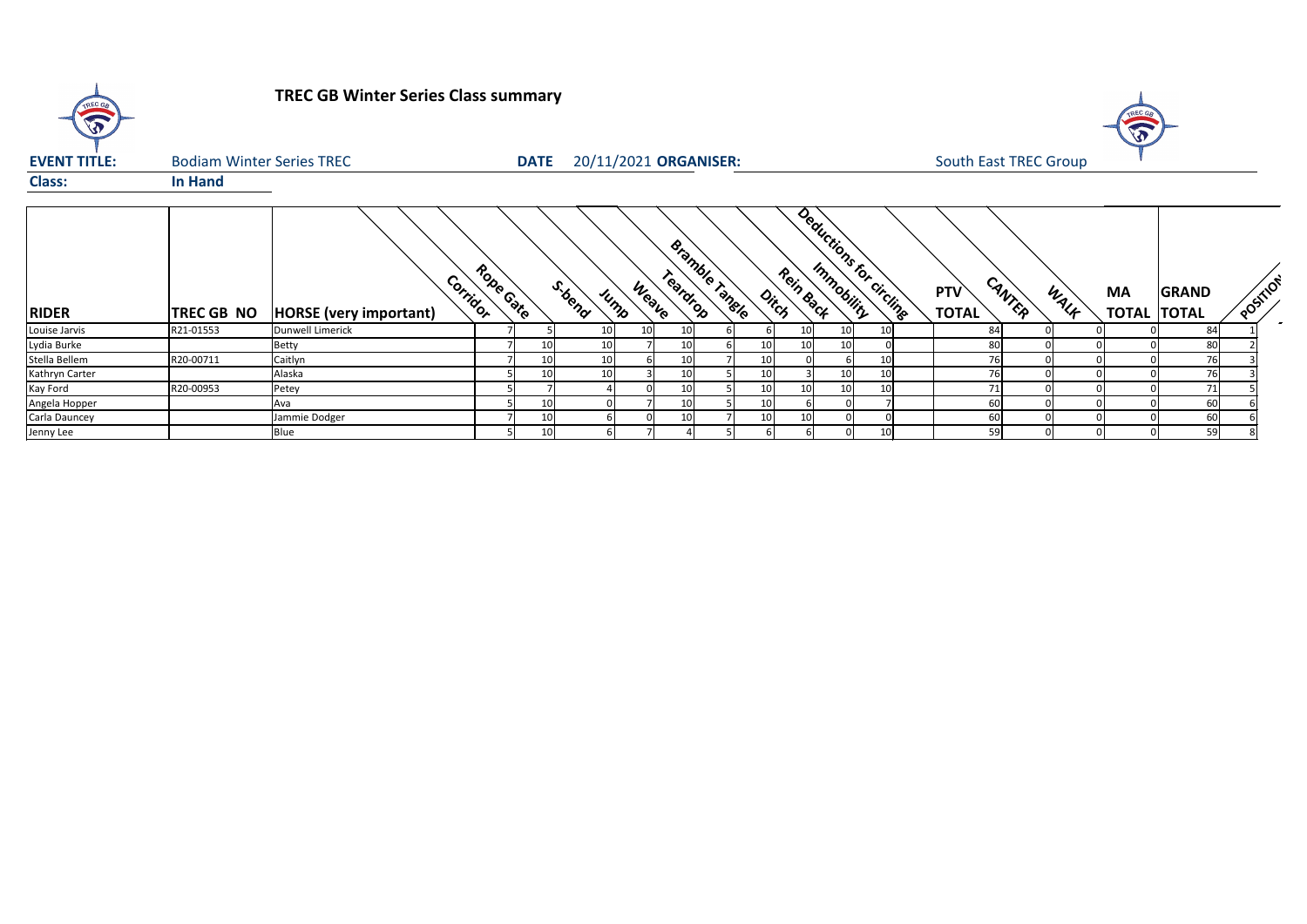## TREC GB Winter Series Class summary

**EVENT TITLE:** Bodiam Winter Series TREC **DATE** 20/11/2021 **ORGANISER:** South East TREC Group

**Class:** In Hand

| RIDER | TREC GB NO | HORSE (very important) | Corridor | Rope Gate | S-bend | Jump | Weave | Teardrop | Bramble Tangle | Ditch | Rein Back | Immobility | Deductions for circling | PTV TOTAL | CANTER | WALK | MA TOTAL | GRAND TOTAL | POSITION |
|---|---|---|---|---|---|---|---|---|---|---|---|---|---|---|---|---|---|---|---|
| Louise Jarvis | R21-01553 | Dunwell Limerick | 7 | 5 | 10 | 10 | 10 | 6 | 6 | 10 | 10 | 10 | | 84 | 0 | 0 | 0 | 84 | 1 |
| Lydia Burke | | Betty | 7 | 10 | 10 | 7 | 10 | 6 | 10 | 10 | 10 | 0 | | 80 | 0 | 0 | 0 | 80 | 2 |
| Stella Bellem | R20-00711 | Caitlyn | 7 | 10 | 10 | 6 | 10 | 7 | 10 | 0 | 6 | 10 | | 76 | 0 | 0 | 0 | 76 | 3 |
| Kathryn Carter | | Alaska | 5 | 10 | 10 | 3 | 10 | 5 | 10 | 3 | 10 | 10 | | 76 | 0 | 0 | 0 | 76 | 3 |
| Kay Ford | R20-00953 | Petey | 5 | 7 | 4 | 0 | 10 | 5 | 10 | 10 | 10 | 10 | | 71 | 0 | 0 | 0 | 71 | 5 |
| Angela Hopper | | Ava | 5 | 10 | 0 | 7 | 10 | 5 | 10 | 6 | 0 | 7 | | 60 | 0 | 0 | 0 | 60 | 6 |
| Carla Dauncey | | Jammie Dodger | 7 | 10 | 6 | 0 | 10 | 7 | 10 | 10 | 0 | 0 | | 60 | 0 | 0 | 0 | 60 | 6 |
| Jenny Lee | | Blue | 5 | 10 | 6 | 7 | 4 | 5 | 6 | 6 | 0 | 10 | | 59 | 0 | 0 | 0 | 59 | 8 |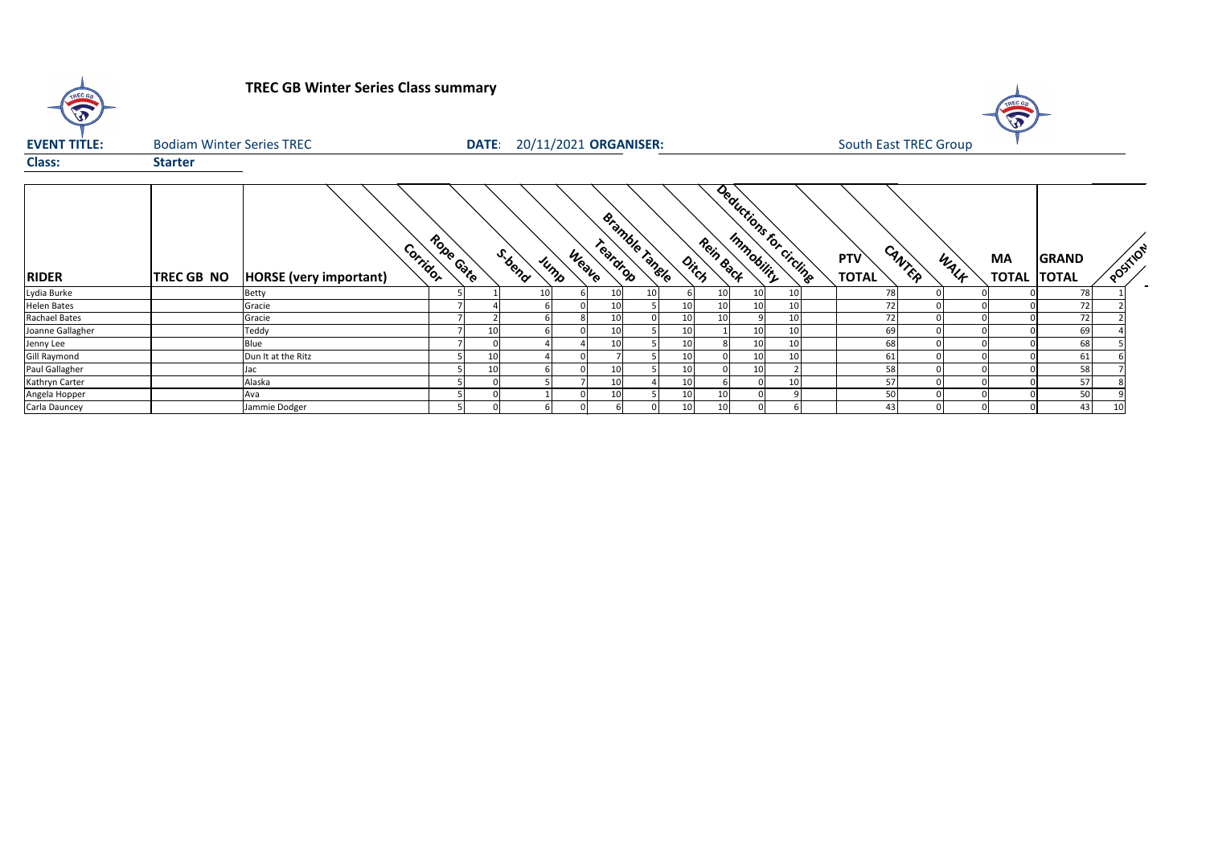# TREC GB Winter Series Class summary

**EVENT TITLE:** Bodiam Winter Series TREC **DATE:** 20/11/2021 **ORGANISER:** South East TREC Group

**Class:** Starter

| RIDER | TREC GB NO | HORSE (very important) | Corridor | Rope Gate | S-bend | Jump | Weave | Teardrop | Bramble Tangle | Ditch | Rein Back | Immobility | Deductions for circling | PTV TOTAL | CANTER | WALK | MA TOTAL | GRAND TOTAL | POSITION |
|---|---|---|---|---|---|---|---|---|---|---|---|---|---|---|---|---|---|---|---|
| Lydia Burke | | Betty | 5 | 1 | 10 | 6 | 10 | 10 | 6 | 10 | 10 | 10 | | 78 | 0 | 0 | 0 | 78 | 1 |
| Helen Bates | | Gracie | 7 | 4 | 6 | 0 | 10 | 5 | 10 | 10 | 10 | 10 | | 72 | 0 | 0 | 0 | 72 | 2 |
| Rachael Bates | | Gracie | 7 | 2 | 6 | 8 | 10 | 0 | 10 | 10 | 9 | 10 | | 72 | 0 | 0 | 0 | 72 | 2 |
| Joanne Gallagher | | Teddy | 7 | 10 | 6 | 0 | 10 | 5 | 10 | 1 | 10 | 10 | | 69 | 0 | 0 | 0 | 69 | 4 |
| Jenny Lee | | Blue | 7 | 0 | 4 | 4 | 10 | 5 | 10 | 8 | 10 | 10 | | 68 | 0 | 0 | 0 | 68 | 5 |
| Gill Raymond | | Dun It at the Ritz | 5 | 10 | 4 | 0 | 7 | 5 | 10 | 0 | 10 | 10 | | 61 | 0 | 0 | 0 | 61 | 6 |
| Paul Gallagher | | Jac | 5 | 10 | 6 | 0 | 10 | 5 | 10 | 0 | 10 | 2 | | 58 | 0 | 0 | 0 | 58 | 7 |
| Kathryn Carter | | Alaska | 5 | 0 | 5 | 7 | 10 | 4 | 10 | 6 | 0 | 10 | | 57 | 0 | 0 | 0 | 57 | 8 |
| Angela Hopper | | Ava | 5 | 0 | 1 | 0 | 10 | 5 | 10 | 10 | 0 | 9 | | 50 | 0 | 0 | 0 | 50 | 9 |
| Carla Dauncey | | Jammie Dodger | 5 | 0 | 6 | 0 | 6 | 0 | 10 | 10 | 0 | 6 | | 43 | 0 | 0 | 0 | 43 | 10 |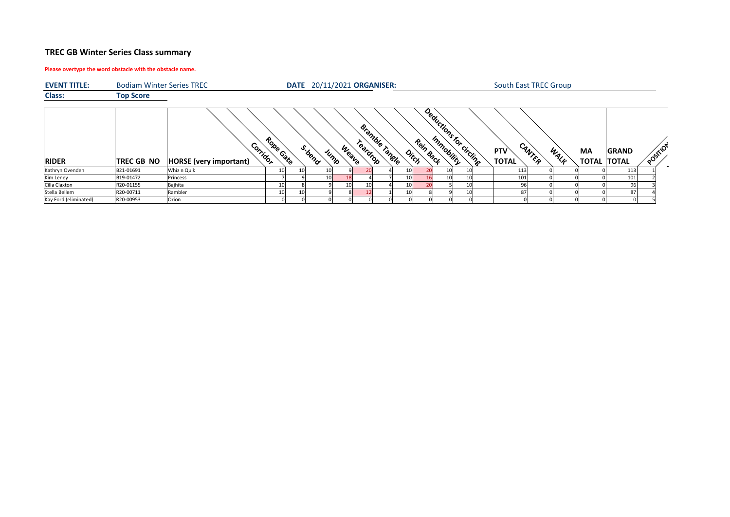## TREC GB Winter Series Class summary

**Please overtype the word obstacle with the obstacle name.**

**EVENT TITLE:** Bodiam Winter Series TREC **DATE** 20/11/2021 **ORGANISER:** South East TREC Group

**Class:** **Top Score**

| RIDER | TREC GB NO | HORSE (very important) | Corridor | Rope Gate | S-bend | Jump | Weave | Teardrop | Bramble Tangle | Ditch | Rein Back | Immobility | Deductions for circling | PTV TOTAL | CANTER | WALK | MA TOTAL | GRAND TOTAL | POSITION |
|---|---|---|---|---|---|---|---|---|---|---|---|---|---|---|---|---|---|---|---|
| Kathryn Ovenden | B21-01691 | Whiz n Quik | 10 | 10 | 10 | 9 | 20 | 4 | 10 | 20 | 10 | 10 | | 113 | 0 | 0 | 0 | 113 | 1 |
| Kim Leney | B19-01472 | Princess | 7 | 9 | 10 | 18 | 4 | 7 | 10 | 16 | 10 | 10 | | 101 | 0 | 0 | 0 | 101 | 2 |
| Cilla Claxton | R20-01155 | Bajhita | 10 | 8 | 9 | 10 | 10 | 4 | 10 | 20 | 5 | 10 | | 96 | 0 | 0 | 0 | 96 | 3 |
| Stella Bellem | R20-00711 | Rambler | 10 | 10 | 9 | 8 | 12 | 1 | 10 | 8 | 9 | 10 | | 87 | 0 | 0 | 0 | 87 | 4 |
| Kay Ford (eliminated) | R20-00953 | Orion | 0 | 0 | 0 | 0 | 0 | 0 | 0 | 0 | 0 | 0 | | 0 | 0 | 0 | 0 | 0 | 5 |